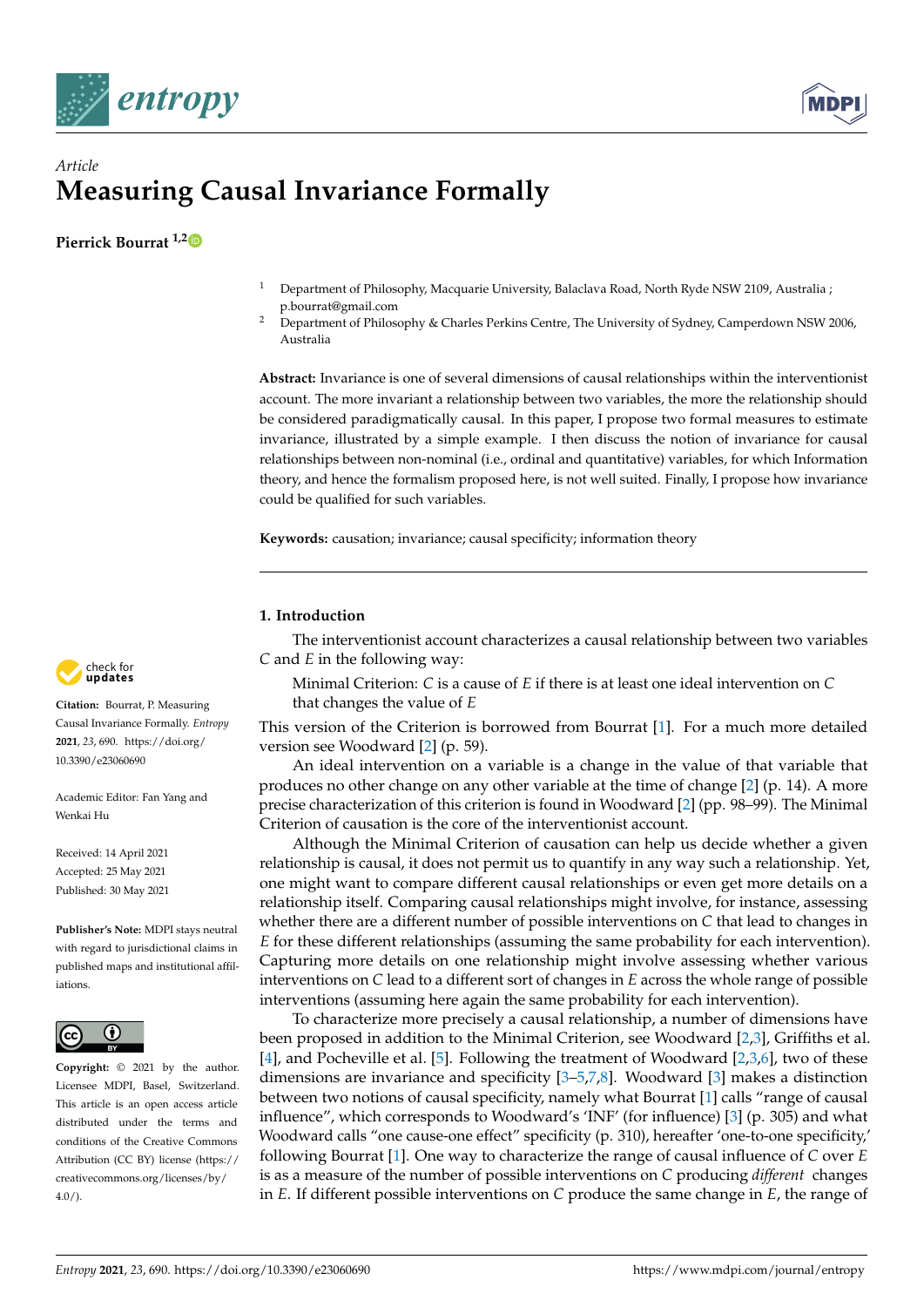*Article*

# Measuring Causal Invariance Formally

**Pierrick Bourrat** [1,2]

[1] Department of Philosophy, Macquarie University, Balaclava Road, North Ryde NSW 2109, Australia ; p.bourrat@gmail.com

[2] Department of Philosophy & Charles Perkins Centre, The University of Sydney, Camperdown NSW 2006, Australia

**Abstract:** Invariance is one of several dimensions of causal relationships within the interventionist account. The more invariant a relationship between two variables, the more the relationship should be considered paradigmatically causal. In this paper, I propose two formal measures to estimate invariance, illustrated by a simple example. I then discuss the notion of invariance for causal relationships between non-nominal (i.e., ordinal and quantitative) variables, for which Information theory, and hence the formalism proposed here, is not well suited. Finally, I propose how invariance could be qualified for such variables.

**Keywords:** causation; invariance; causal specificity; information theory

**Citation:** Bourrat, P. Measuring Causal Invariance Formally. *Entropy* **2021**, 23, 690. https://doi.org/10.3390/e23060690

Academic Editor: Fan Yang and Wenkai Hu

Received: 14 April 2021
Accepted: 25 May 2021
Published: 30 May 2021

**Publisher's Note:** MDPI stays neutral with regard to jurisdictional claims in published maps and institutional affiliations.

**Copyright:** © 2021 by the author. Licensee MDPI, Basel, Switzerland. This article is an open access article distributed under the terms and conditions of the Creative Commons Attribution (CC BY) license (https://creativecommons.org/licenses/by/4.0/).

## 1. Introduction

The interventionist account characterizes a causal relationship between two variables *C* and *E* in the following way:

> Minimal Criterion: *C* is a cause of *E* if there is at least one ideal intervention on *C* that changes the value of *E*

This version of the Criterion is borrowed from Bourrat [1]. For a much more detailed version see Woodward [2] (p. 59).

An ideal intervention on a variable is a change in the value of that variable that produces no other change on any other variable at the time of change [2] (p. 14). A more precise characterization of this criterion is found in Woodward [2] (pp. 98–99). The Minimal Criterion of causation is the core of the interventionist account.

Although the Minimal Criterion of causation can help us decide whether a given relationship is causal, it does not permit us to quantify in any way such a relationship. Yet, one might want to compare different causal relationships or even get more details on a relationship itself. Comparing causal relationships might involve, for instance, assessing whether there are a different number of possible interventions on *C* that lead to changes in *E* for these different relationships (assuming the same probability for each intervention). Capturing more details on one relationship might involve assessing whether various interventions on *C* lead to a different sort of changes in *E* across the whole range of possible interventions (assuming here again the same probability for each intervention).

To characterize more precisely a causal relationship, a number of dimensions have been proposed in addition to the Minimal Criterion, see Woodward [2,3], Griffiths et al. [4], and Pocheville et al. [5]. Following the treatment of Woodward [2,3,6], two of these dimensions are invariance and specificity [3–5,7,8]. Woodward [3] makes a distinction between two notions of causal specificity, namely what Bourrat [1] calls "range of causal influence", which corresponds to Woodward's 'INF' (for influence) [3] (p. 305) and what Woodward calls "one cause-one effect" specificity (p. 310), hereafter 'one-to-one specificity,' following Bourrat [1]. One way to characterize the range of causal influence of *C* over *E* is as a measure of the number of possible interventions on *C* producing *different* changes in *E*. If different possible interventions on *C* produce the same change in *E*, the range of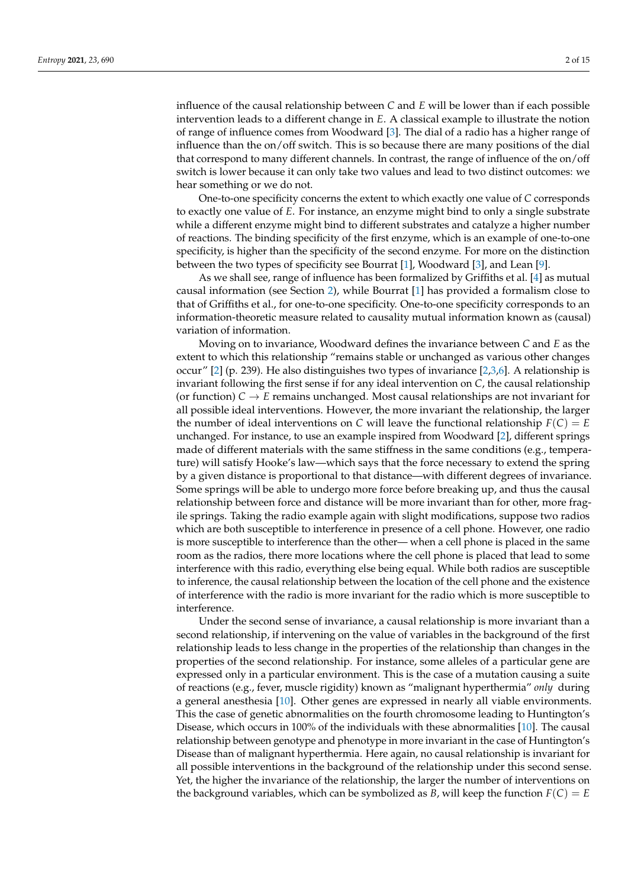influence of the causal relationship between $C$ and $E$ will be lower than if each possible intervention leads to a different change in $E$. A classical example to illustrate the notion of range of influence comes from Woodward [3]. The dial of a radio has a higher range of influence than the on/off switch. This is so because there are many positions of the dial that correspond to many different channels. In contrast, the range of influence of the on/off switch is lower because it can only take two values and lead to two distinct outcomes: we hear something or we do not.

One-to-one specificity concerns the extent to which exactly one value of $C$ corresponds to exactly one value of $E$. For instance, an enzyme might bind to only a single substrate while a different enzyme might bind to different substrates and catalyze a higher number of reactions. The binding specificity of the first enzyme, which is an example of one-to-one specificity, is higher than the specificity of the second enzyme. For more on the distinction between the two types of specificity see Bourrat [1], Woodward [3], and Lean [9].

As we shall see, range of influence has been formalized by Griffiths et al. [4] as mutual causal information (see Section 2), while Bourrat [1] has provided a formalism close to that of Griffiths et al., for one-to-one specificity. One-to-one specificity corresponds to an information-theoretic measure related to causality mutual information known as (causal) variation of information.

Moving on to invariance, Woodward defines the invariance between $C$ and $E$ as the extent to which this relationship "remains stable or unchanged as various other changes occur" [2] (p. 239). He also distinguishes two types of invariance [2,3,6]. A relationship is invariant following the first sense if for any ideal intervention on $C$, the causal relationship (or function) $C \rightarrow E$ remains unchanged. Most causal relationships are not invariant for all possible ideal interventions. However, the more invariant the relationship, the larger the number of ideal interventions on $C$ will leave the functional relationship $F(C) = E$ unchanged. For instance, to use an example inspired from Woodward [2], different springs made of different materials with the same stiffness in the same conditions (e.g., temperature) will satisfy Hooke's law—which says that the force necessary to extend the spring by a given distance is proportional to that distance—with different degrees of invariance. Some springs will be able to undergo more force before breaking up, and thus the causal relationship between force and distance will be more invariant than for other, more fragile springs. Taking the radio example again with slight modifications, suppose two radios which are both susceptible to interference in presence of a cell phone. However, one radio is more susceptible to interference than the other— when a cell phone is placed in the same room as the radios, there more locations where the cell phone is placed that lead to some interference with this radio, everything else being equal. While both radios are susceptible to inference, the causal relationship between the location of the cell phone and the existence of interference with the radio is more invariant for the radio which is more susceptible to interference.

Under the second sense of invariance, a causal relationship is more invariant than a second relationship, if intervening on the value of variables in the background of the first relationship leads to less change in the properties of the relationship than changes in the properties of the second relationship. For instance, some alleles of a particular gene are expressed only in a particular environment. This is the case of a mutation causing a suite of reactions (e.g., fever, muscle rigidity) known as "malignant hyperthermia" *only* during a general anesthesia [10]. Other genes are expressed in nearly all viable environments. This the case of genetic abnormalities on the fourth chromosome leading to Huntington's Disease, which occurs in 100% of the individuals with these abnormalities [10]. The causal relationship between genotype and phenotype in more invariant in the case of Huntington's Disease than of malignant hyperthermia. Here again, no causal relationship is invariant for all possible interventions in the background of the relationship under this second sense. Yet, the higher the invariance of the relationship, the larger the number of interventions on the background variables, which can be symbolized as $B$, will keep the function $F(C) = E$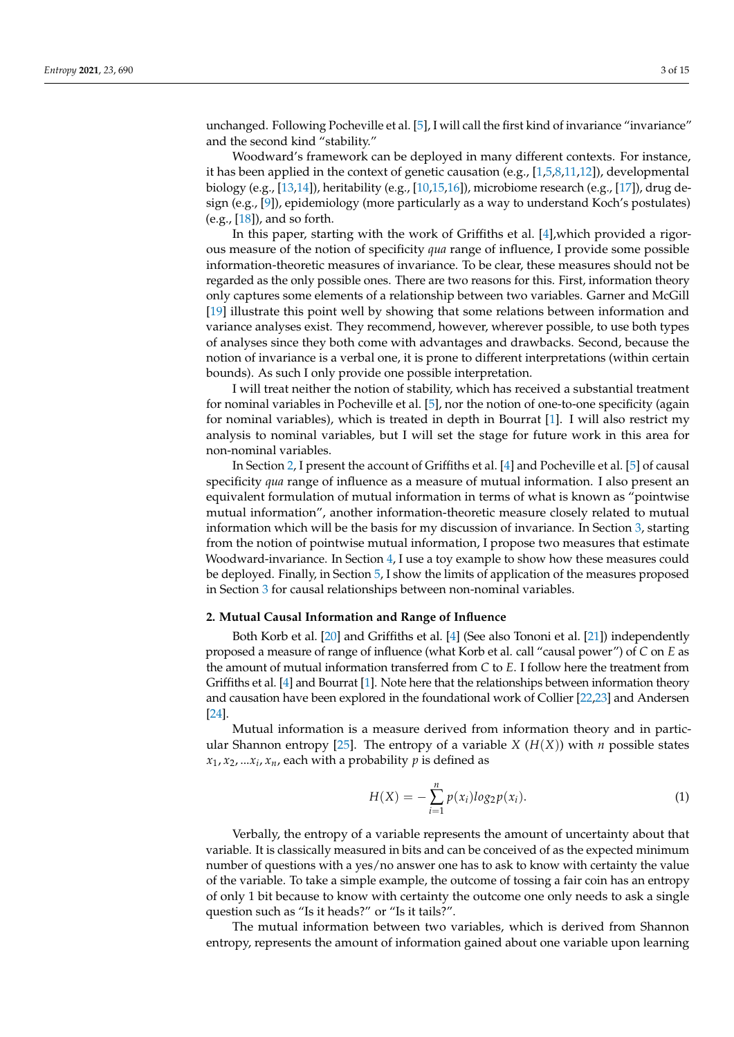unchanged. Following Pocheville et al. [5], I will call the first kind of invariance "invariance" and the second kind "stability."

Woodward's framework can be deployed in many different contexts. For instance, it has been applied in the context of genetic causation (e.g., [1,5,8,11,12]), developmental biology (e.g., [13,14]), heritability (e.g., [10,15,16]), microbiome research (e.g., [17]), drug design (e.g., [9]), epidemiology (more particularly as a way to understand Koch's postulates) (e.g., [18]), and so forth.

In this paper, starting with the work of Griffiths et al. [4],which provided a rigorous measure of the notion of specificity *qua* range of influence, I provide some possible information-theoretic measures of invariance. To be clear, these measures should not be regarded as the only possible ones. There are two reasons for this. First, information theory only captures some elements of a relationship between two variables. Garner and McGill [19] illustrate this point well by showing that some relations between information and variance analyses exist. They recommend, however, wherever possible, to use both types of analyses since they both come with advantages and drawbacks. Second, because the notion of invariance is a verbal one, it is prone to different interpretations (within certain bounds). As such I only provide one possible interpretation.

I will treat neither the notion of stability, which has received a substantial treatment for nominal variables in Pocheville et al. [5], nor the notion of one-to-one specificity (again for nominal variables), which is treated in depth in Bourrat [1]. I will also restrict my analysis to nominal variables, but I will set the stage for future work in this area for non-nominal variables.

In Section 2, I present the account of Griffiths et al. [4] and Pocheville et al. [5] of causal specificity *qua* range of influence as a measure of mutual information. I also present an equivalent formulation of mutual information in terms of what is known as "pointwise mutual information", another information-theoretic measure closely related to mutual information which will be the basis for my discussion of invariance. In Section 3, starting from the notion of pointwise mutual information, I propose two measures that estimate Woodward-invariance. In Section 4, I use a toy example to show how these measures could be deployed. Finally, in Section 5, I show the limits of application of the measures proposed in Section 3 for causal relationships between non-nominal variables.

## 2. Mutual Causal Information and Range of Influence

Both Korb et al. [20] and Griffiths et al. [4] (See also Tononi et al. [21]) independently proposed a measure of range of influence (what Korb et al. call "causal power") of $C$ on $E$ as the amount of mutual information transferred from $C$ to $E$. I follow here the treatment from Griffiths et al. [4] and Bourrat [1]. Note here that the relationships between information theory and causation have been explored in the foundational work of Collier [22,23] and Andersen [24].

Mutual information is a measure derived from information theory and in particular Shannon entropy [25]. The entropy of a variable $X$ ($H(X)$) with $n$ possible states $x_1, x_2, ...x_i, x_n$, each with a probability $p$ is defined as

$$H(X) = -\sum_{i=1}^{n} p(x_i) log_2 p(x_i). \tag{1}$$

Verbally, the entropy of a variable represents the amount of uncertainty about that variable. It is classically measured in bits and can be conceived of as the expected minimum number of questions with a yes/no answer one has to ask to know with certainty the value of the variable. To take a simple example, the outcome of tossing a fair coin has an entropy of only 1 bit because to know with certainty the outcome one only needs to ask a single question such as "Is it heads?" or "Is it tails?".

The mutual information between two variables, which is derived from Shannon entropy, represents the amount of information gained about one variable upon learning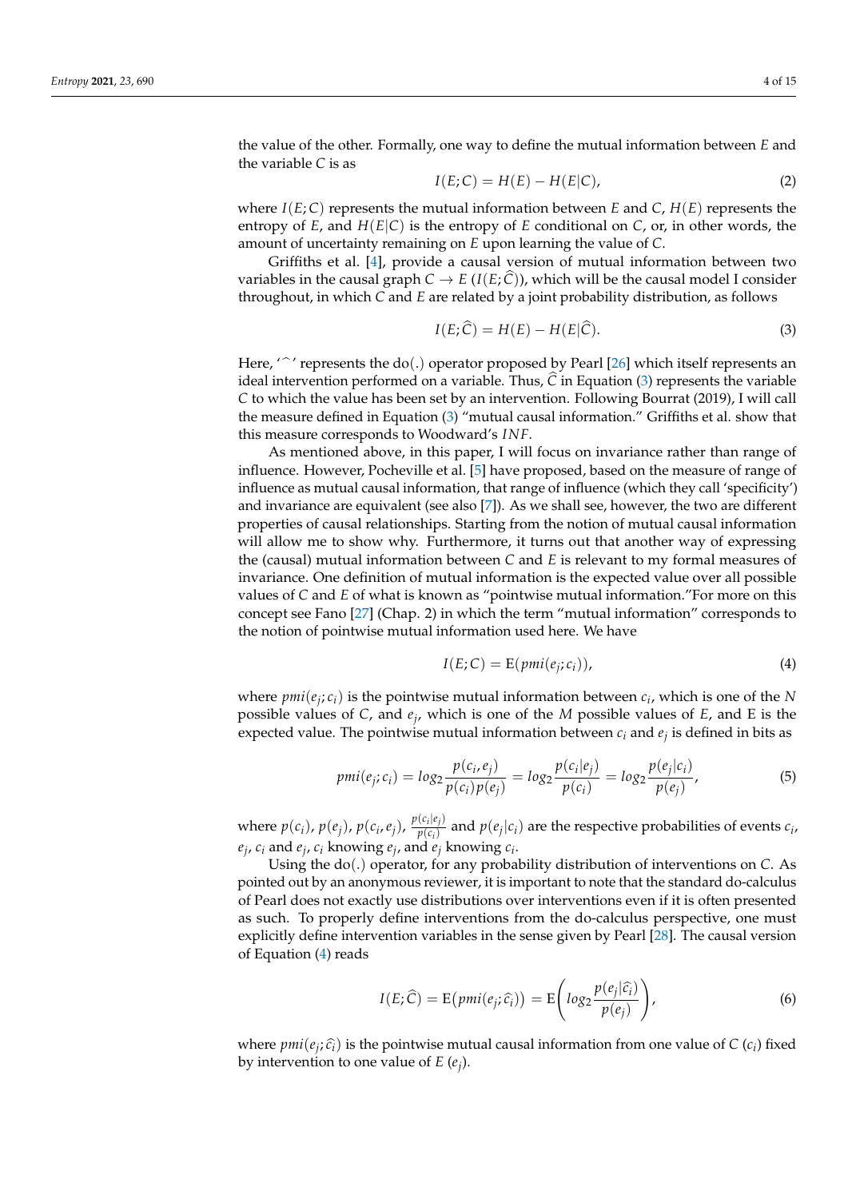the value of the other. Formally, one way to define the mutual information between $E$ and the variable $C$ is as

$$I(E;C) = H(E) - H(E|C), \tag{2}$$

where $I(E;C)$ represents the mutual information between $E$ and $C$, $H(E)$ represents the entropy of $E$, and $H(E|C)$ is the entropy of $E$ conditional on $C$, or, in other words, the amount of uncertainty remaining on $E$ upon learning the value of $C$.

Griffiths et al. [4], provide a causal version of mutual information between two variables in the causal graph $C \rightarrow E$ ($I(E;\widehat{C})$), which will be the causal model I consider throughout, in which $C$ and $E$ are related by a joint probability distribution, as follows

$$I(E;\widehat{C}) = H(E) - H(E|\widehat{C}). \tag{3}$$

Here, '$\widehat{\ }$' represents the do(.) operator proposed by Pearl [26] which itself represents an ideal intervention performed on a variable. Thus, $\widehat{C}$ in Equation (3) represents the variable $C$ to which the value has been set by an intervention. Following Bourrat (2019), I will call the measure defined in Equation (3) "mutual causal information." Griffiths et al. show that this measure corresponds to Woodward's *INF*.

As mentioned above, in this paper, I will focus on invariance rather than range of influence. However, Pocheville et al. [5] have proposed, based on the measure of range of influence as mutual causal information, that range of influence (which they call 'specificity') and invariance are equivalent (see also [7]). As we shall see, however, the two are different properties of causal relationships. Starting from the notion of mutual causal information will allow me to show why. Furthermore, it turns out that another way of expressing the (causal) mutual information between $C$ and $E$ is relevant to my formal measures of invariance. One definition of mutual information is the expected value over all possible values of $C$ and $E$ of what is known as "pointwise mutual information."For more on this concept see Fano [27] (Chap. 2) in which the term "mutual information" corresponds to the notion of pointwise mutual information used here. We have

$$I(E;C) = \mathrm{E}(pmi(e_j;c_i)), \tag{4}$$

where $pmi(e_j;c_i)$ is the pointwise mutual information between $c_i$, which is one of the $N$ possible values of $C$, and $e_j$, which is one of the $M$ possible values of $E$, and E is the expected value. The pointwise mutual information between $c_i$ and $e_j$ is defined in bits as

$$pmi(e_j;c_i) = log_2 \frac{p(c_i,e_j)}{p(c_i)p(e_j)} = log_2 \frac{p(c_i|e_j)}{p(c_i)} = log_2 \frac{p(e_j|c_i)}{p(e_j)}, \tag{5}$$

where $p(c_i)$, $p(e_j)$, $p(c_i,e_j)$, $\frac{p(c_i|e_j)}{p(c_i)}$ and $p(e_j|c_i)$ are the respective probabilities of events $c_i$, $e_j$, $c_i$ and $e_j$, $c_i$ knowing $e_j$, and $e_j$ knowing $c_i$.

Using the do(.) operator, for any probability distribution of interventions on $C$. As pointed out by an anonymous reviewer, it is important to note that the standard do-calculus of Pearl does not exactly use distributions over interventions even if it is often presented as such. To properly define interventions from the do-calculus perspective, one must explicitly define intervention variables in the sense given by Pearl [28]. The causal version of Equation (4) reads

$$I(E;\widehat{C}) = \mathrm{E}\big(pmi(e_j;\widehat{c}_i)\big) = \mathrm{E}\left(log_2 \frac{p(e_j|\widehat{c}_i)}{p(e_j)}\right), \tag{6}$$

where $pmi(e_j;\widehat{c}_i)$ is the pointwise mutual causal information from one value of $C$ ($c_i$) fixed by intervention to one value of $E$ ($e_j$).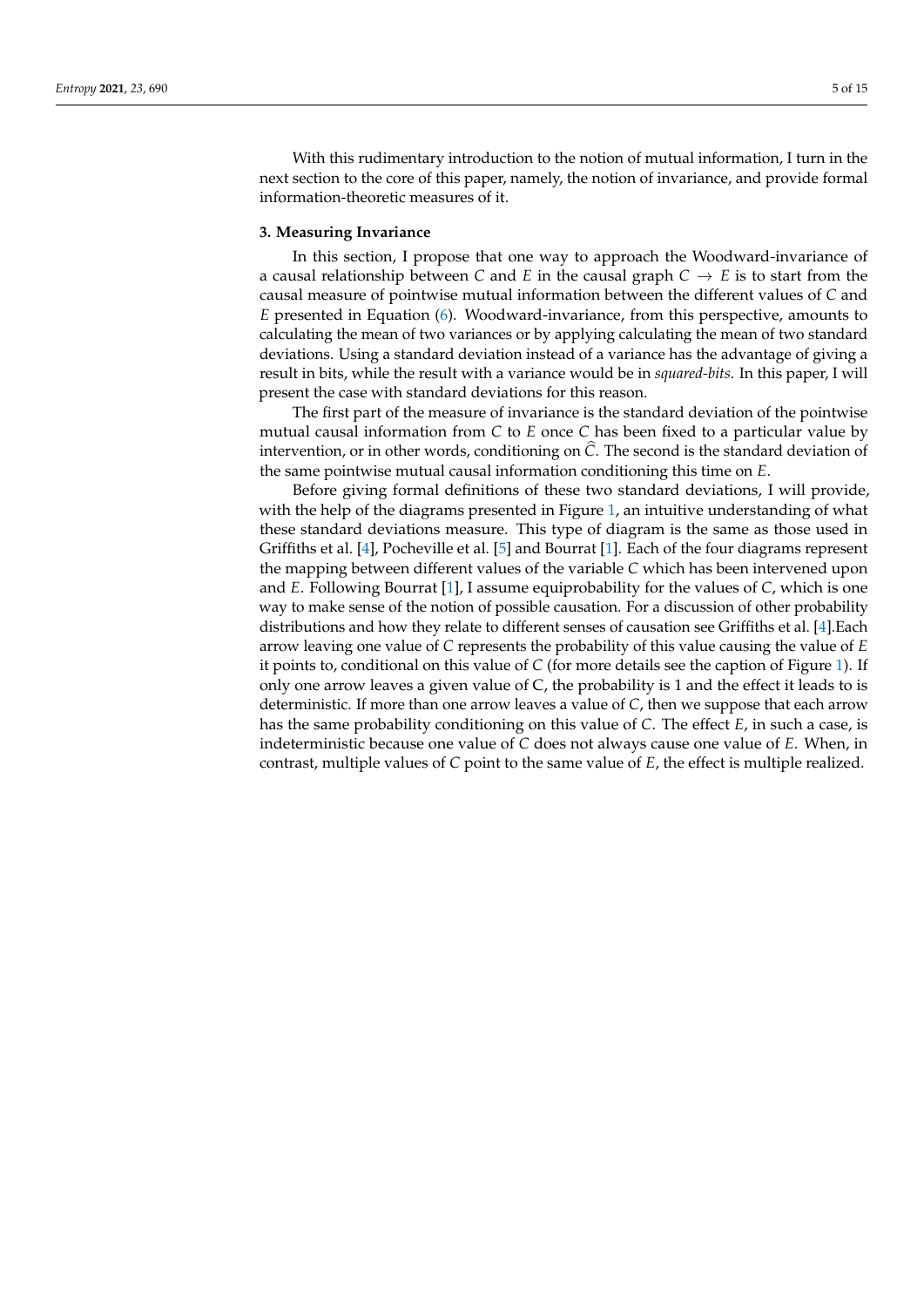With this rudimentary introduction to the notion of mutual information, I turn in the next section to the core of this paper, namely, the notion of invariance, and provide formal information-theoretic measures of it.

## 3. Measuring Invariance

In this section, I propose that one way to approach the Woodward-invariance of a causal relationship between $C$ and $E$ in the causal graph $C \rightarrow E$ is to start from the causal measure of pointwise mutual information between the different values of $C$ and $E$ presented in Equation (6). Woodward-invariance, from this perspective, amounts to calculating the mean of two variances or by applying calculating the mean of two standard deviations. Using a standard deviation instead of a variance has the advantage of giving a result in bits, while the result with a variance would be in *squared-bits*. In this paper, I will present the case with standard deviations for this reason.

The first part of the measure of invariance is the standard deviation of the pointwise mutual causal information from $C$ to $E$ once $C$ has been fixed to a particular value by intervention, or in other words, conditioning on $\widehat{C}$. The second is the standard deviation of the same pointwise mutual causal information conditioning this time on $E$.

Before giving formal definitions of these two standard deviations, I will provide, with the help of the diagrams presented in Figure 1, an intuitive understanding of what these standard deviations measure. This type of diagram is the same as those used in Griffiths et al. [4], Pocheville et al. [5] and Bourrat [1]. Each of the four diagrams represent the mapping between different values of the variable $C$ which has been intervened upon and $E$. Following Bourrat [1], I assume equiprobability for the values of $C$, which is one way to make sense of the notion of possible causation. For a discussion of other probability distributions and how they relate to different senses of causation see Griffiths et al. [4].Each arrow leaving one value of $C$ represents the probability of this value causing the value of $E$ it points to, conditional on this value of $C$ (for more details see the caption of Figure 1). If only one arrow leaves a given value of C, the probability is 1 and the effect it leads to is deterministic. If more than one arrow leaves a value of $C$, then we suppose that each arrow has the same probability conditioning on this value of $C$. The effect $E$, in such a case, is indeterministic because one value of $C$ does not always cause one value of $E$. When, in contrast, multiple values of $C$ point to the same value of $E$, the effect is multiple realized.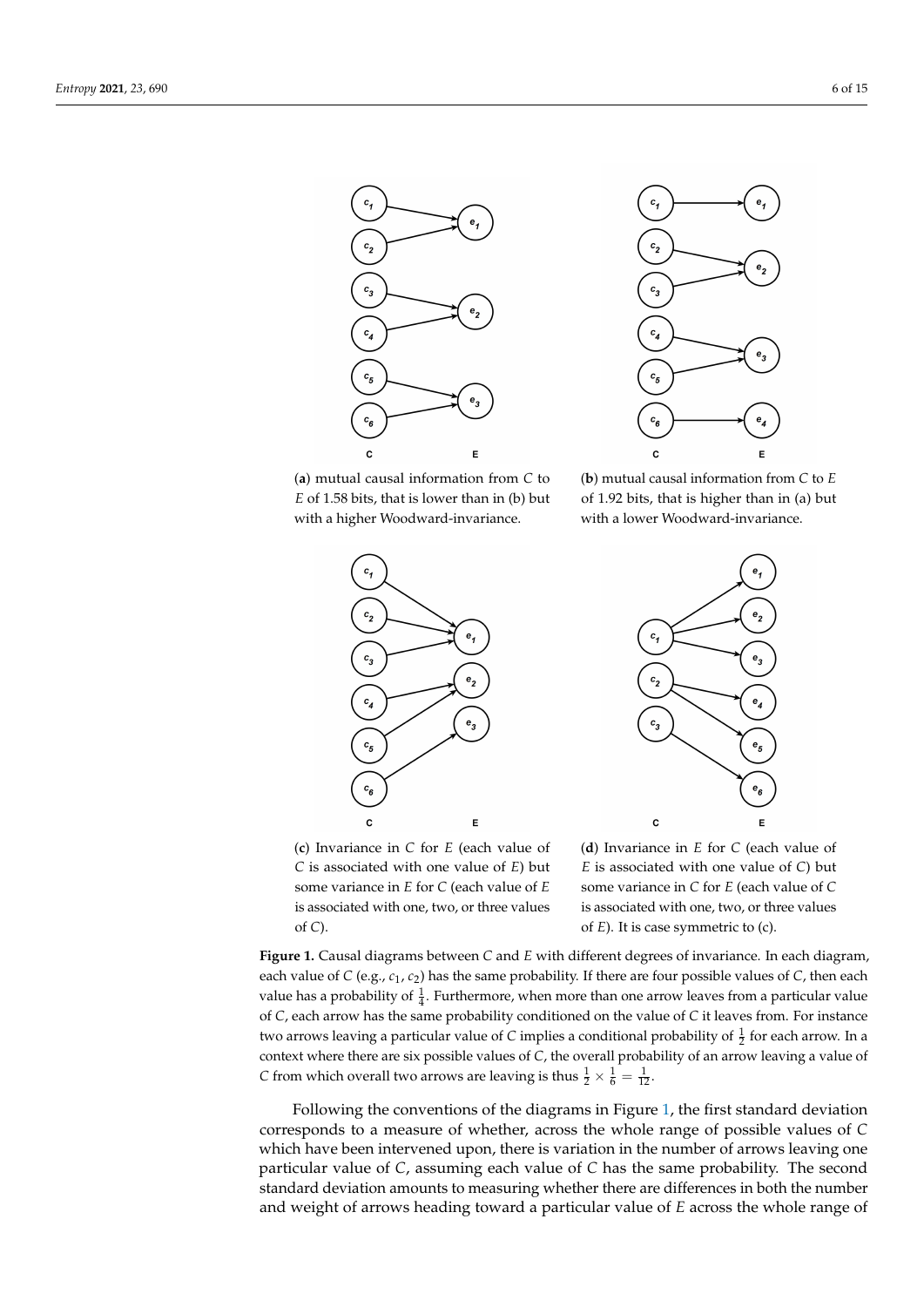(**a**) mutual causal information from $C$ to $E$ of 1.58 bits, that is lower than in (b) but with a higher Woodward-invariance.

(**b**) mutual causal information from $C$ to $E$ of 1.92 bits, that is higher than in (a) but with a lower Woodward-invariance.

(**c**) Invariance in $C$ for $E$ (each value of $C$ is associated with one value of $E$) but some variance in $E$ for $C$ (each value of $E$ is associated with one, two, or three values of $C$).

(**d**) Invariance in $E$ for $C$ (each value of $E$ is associated with one value of $C$) but some variance in $C$ for $E$ (each value of $C$ is associated with one, two, or three values of $E$). It is case symmetric to (c).

**Figure 1.** Causal diagrams between $C$ and $E$ with different degrees of invariance. In each diagram, each value of $C$ (e.g., $c_1$, $c_2$) has the same probability. If there are four possible values of $C$, then each value has a probability of $\frac{1}{4}$. Furthermore, when more than one arrow leaves from a particular value of $C$, each arrow has the same probability conditioned on the value of $C$ it leaves from. For instance two arrows leaving a particular value of $C$ implies a conditional probability of $\frac{1}{2}$ for each arrow. In a context where there are six possible values of $C$, the overall probability of an arrow leaving a value of $C$ from which overall two arrows are leaving is thus $\frac{1}{2} \times \frac{1}{6} = \frac{1}{12}$.

Following the conventions of the diagrams in Figure 1, the first standard deviation corresponds to a measure of whether, across the whole range of possible values of $C$ which have been intervened upon, there is variation in the number of arrows leaving one particular value of $C$, assuming each value of $C$ has the same probability. The second standard deviation amounts to measuring whether there are differences in both the number and weight of arrows heading toward a particular value of $E$ across the whole range of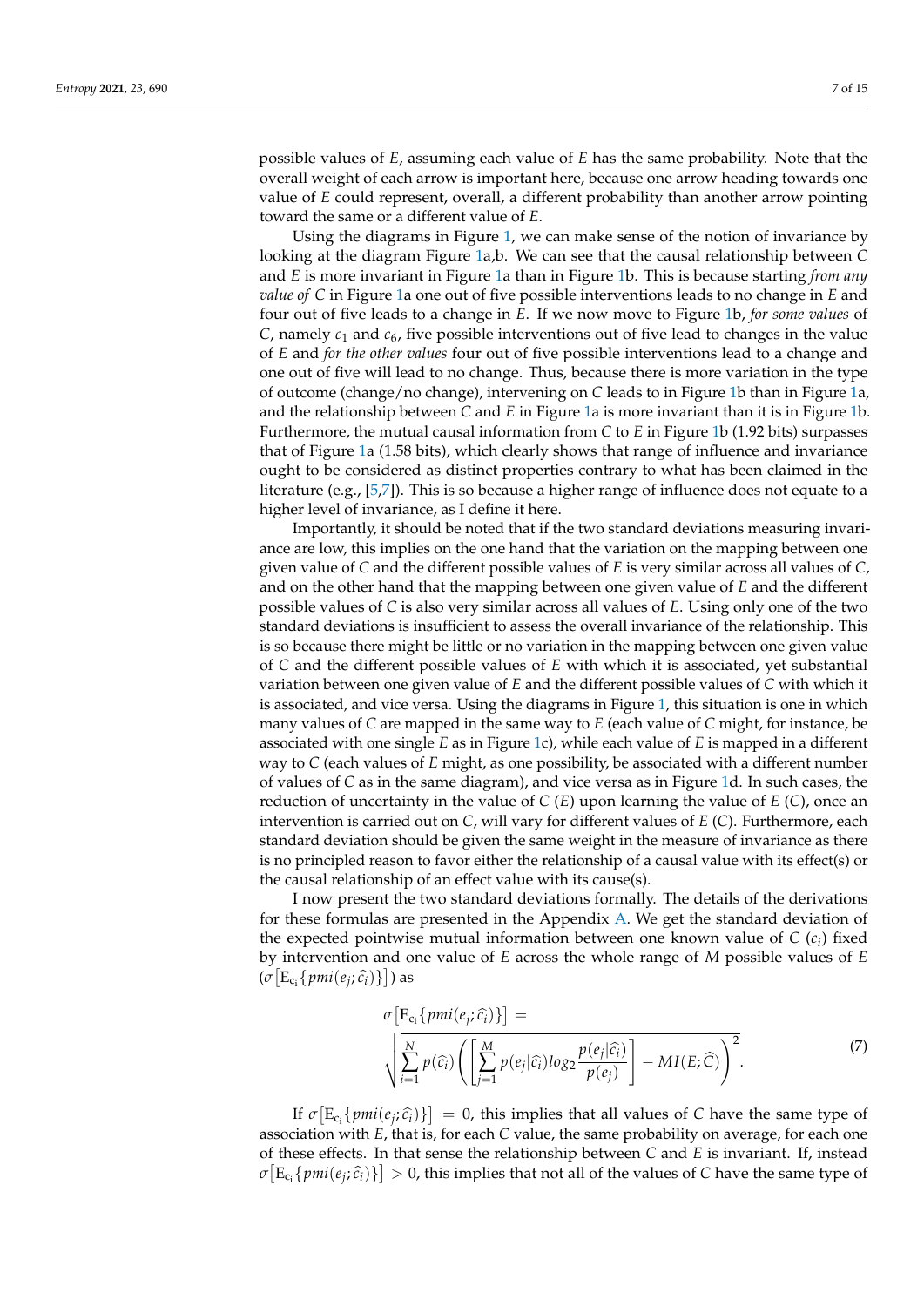possible values of $E$, assuming each value of $E$ has the same probability. Note that the overall weight of each arrow is important here, because one arrow heading towards one value of $E$ could represent, overall, a different probability than another arrow pointing toward the same or a different value of $E$.

Using the diagrams in Figure 1, we can make sense of the notion of invariance by looking at the diagram Figure 1a,b. We can see that the causal relationship between $C$ and $E$ is more invariant in Figure 1a than in Figure 1b. This is because starting *from any value of* $C$ in Figure 1a one out of five possible interventions leads to no change in $E$ and four out of five leads to a change in $E$. If we now move to Figure 1b, *for some values* of $C$, namely $c_1$ and $c_6$, five possible interventions out of five lead to changes in the value of $E$ and *for the other values* four out of five possible interventions lead to a change and one out of five will lead to no change. Thus, because there is more variation in the type of outcome (change/no change), intervening on $C$ leads to in Figure 1b than in Figure 1a, and the relationship between $C$ and $E$ in Figure 1a is more invariant than it is in Figure 1b. Furthermore, the mutual causal information from $C$ to $E$ in Figure 1b (1.92 bits) surpasses that of Figure 1a (1.58 bits), which clearly shows that range of influence and invariance ought to be considered as distinct properties contrary to what has been claimed in the literature (e.g., [5,7]). This is so because a higher range of influence does not equate to a higher level of invariance, as I define it here.

Importantly, it should be noted that if the two standard deviations measuring invariance are low, this implies on the one hand that the variation on the mapping between one given value of $C$ and the different possible values of $E$ is very similar across all values of $C$, and on the other hand that the mapping between one given value of $E$ and the different possible values of $C$ is also very similar across all values of $E$. Using only one of the two standard deviations is insufficient to assess the overall invariance of the relationship. This is so because there might be little or no variation in the mapping between one given value of $C$ and the different possible values of $E$ with which it is associated, yet substantial variation between one given value of $E$ and the different possible values of $C$ with which it is associated, and vice versa. Using the diagrams in Figure 1, this situation is one in which many values of $C$ are mapped in the same way to $E$ (each value of $C$ might, for instance, be associated with one single $E$ as in Figure 1c), while each value of $E$ is mapped in a different way to $C$ (each values of $E$ might, as one possibility, be associated with a different number of values of $C$ as in the same diagram), and vice versa as in Figure 1d. In such cases, the reduction of uncertainty in the value of $C$ ($E$) upon learning the value of $E$ ($C$), once an intervention is carried out on $C$, will vary for different values of $E$ ($C$). Furthermore, each standard deviation should be given the same weight in the measure of invariance as there is no principled reason to favor either the relationship of a causal value with its effect(s) or the causal relationship of an effect value with its cause(s).

I now present the two standard deviations formally. The details of the derivations for these formulas are presented in the Appendix A. We get the standard deviation of the expected pointwise mutual information between one known value of $C$ ($c_i$) fixed by intervention and one value of $E$ across the whole range of $M$ possible values of $E$ ($\sigma\left[\mathrm{E}_{c_i}\{pmi(e_j;\widehat{c}_i)\}\right]$) as

$$\sigma\left[\mathrm{E}_{c_i}\{pmi(e_j;\widehat{c}_i)\}\right] = \sqrt{\sum_{i=1}^{N} p(\widehat{c}_i)\left(\left[\sum_{j=1}^{M} p(e_j|\widehat{c}_i) log_2 \frac{p(e_j|\widehat{c}_i)}{p(e_j)}\right] - MI(E;\widehat{C})\right)^2}. \tag{7}$$

If $\sigma\left[\mathrm{E}_{c_i}\{pmi(e_j;\widehat{c}_i)\}\right] = 0$, this implies that all values of $C$ have the same type of association with $E$, that is, for each $C$ value, the same probability on average, for each one of these effects. In that sense the relationship between $C$ and $E$ is invariant. If, instead $\sigma\left[\mathrm{E}_{c_i}\{pmi(e_j;\widehat{c}_i)\}\right] > 0$, this implies that not all of the values of $C$ have the same type of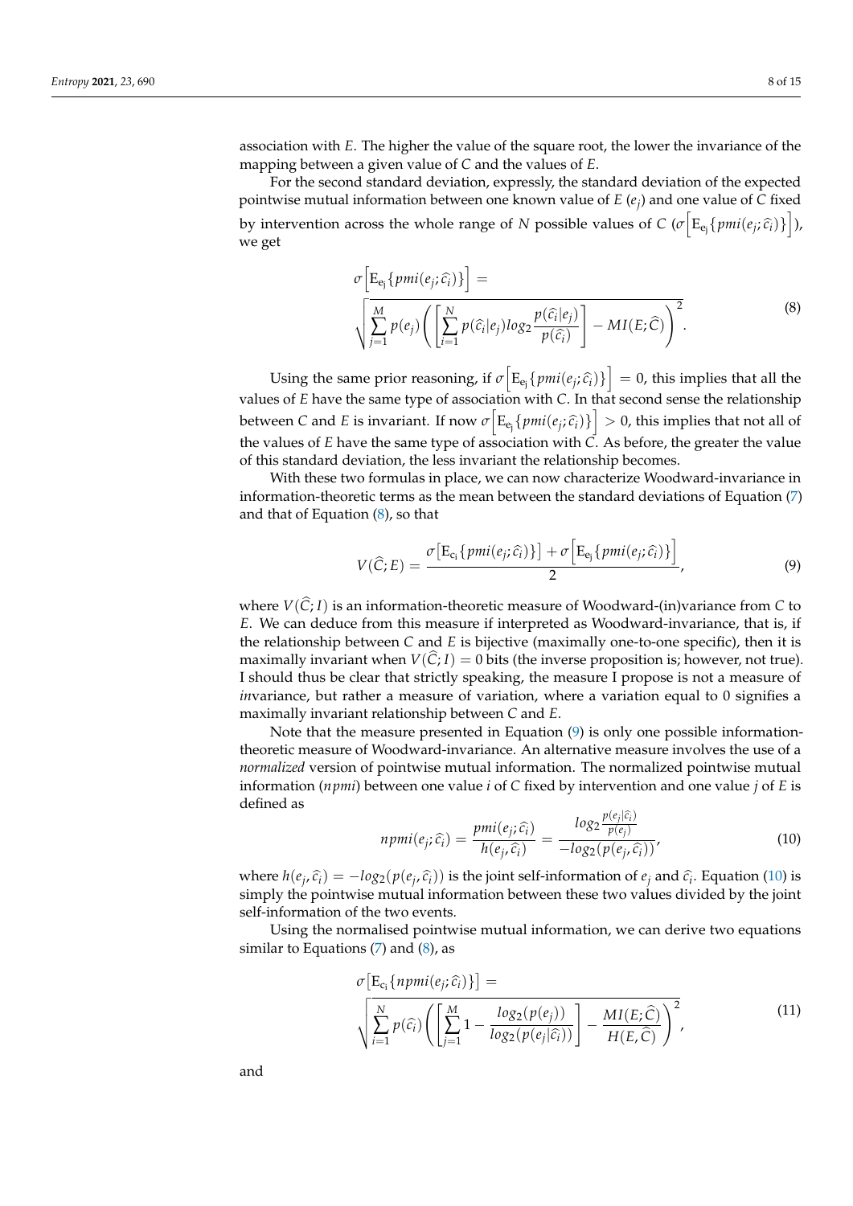association with $E$. The higher the value of the square root, the lower the invariance of the mapping between a given value of $C$ and the values of $E$.

For the second standard deviation, expressly, the standard deviation of the expected pointwise mutual information between one known value of $E$ ($e_j$) and one value of $C$ fixed by intervention across the whole range of $N$ possible values of $C$ ($\sigma\left[\mathrm{E}_{e_j}\{pmi(e_j;\widehat{c}_i)\}\right]$), we get

$$\sigma\left[\mathrm{E}_{e_j}\{pmi(e_j;\widehat{c}_i)\}\right] = \sqrt{\sum_{j=1}^{M} p(e_j)\left(\left[\sum_{i=1}^{N} p(\widehat{c}_i|e_j)log_2\frac{p(\widehat{c}_i|e_j)}{p(\widehat{c}_i)}\right] - MI(E;\widehat{C})\right)^2}. \tag{8}$$

Using the same prior reasoning, if $\sigma\left[\mathrm{E}_{e_j}\{pmi(e_j;\widehat{c}_i)\}\right] = 0$, this implies that all the values of $E$ have the same type of association with $C$. In that second sense the relationship between $C$ and $E$ is invariant. If now $\sigma\left[\mathrm{E}_{e_j}\{pmi(e_j;\widehat{c}_i)\}\right] > 0$, this implies that not all of the values of $E$ have the same type of association with $C$. As before, the greater the value of this standard deviation, the less invariant the relationship becomes.

With these two formulas in place, we can now characterize Woodward-invariance in information-theoretic terms as the mean between the standard deviations of Equation (7) and that of Equation (8), so that

$$V(\widehat{C};E) = \frac{\sigma\left[\mathrm{E}_{c_i}\{pmi(e_j;\widehat{c}_i)\}\right] + \sigma\left[\mathrm{E}_{e_j}\{pmi(e_j;\widehat{c}_i)\}\right]}{2}, \tag{9}$$

where $V(\widehat{C};I)$ is an information-theoretic measure of Woodward-(in)variance from $C$ to $E$. We can deduce from this measure if interpreted as Woodward-invariance, that is, if the relationship between $C$ and $E$ is bijective (maximally one-to-one specific), then it is maximally invariant when $V(\widehat{C};I) = 0$ bits (the inverse proposition is; however, not true). I should thus be clear that strictly speaking, the measure I propose is not a measure of *in*variance, but rather a measure of variation, where a variation equal to 0 signifies a maximally invariant relationship between $C$ and $E$.

Note that the measure presented in Equation (9) is only one possible information-theoretic measure of Woodward-invariance. An alternative measure involves the use of a *normalized* version of pointwise mutual information. The normalized pointwise mutual information ($npmi$) between one value $i$ of $C$ fixed by intervention and one value $j$ of $E$ is defined as

$$npmi(e_j;\widehat{c}_i) = \frac{pmi(e_j;\widehat{c}_i)}{h(e_j,\widehat{c}_i)} = \frac{log_2\frac{p(e_j|\widehat{c}_i)}{p(e_j)}}{-log_2(p(e_j,\widehat{c}_i))}, \tag{10}$$

where $h(e_j,\widehat{c}_i) = -log_2(p(e_j,\widehat{c}_i))$ is the joint self-information of $e_j$ and $\widehat{c}_i$. Equation (10) is simply the pointwise mutual information between these two values divided by the joint self-information of the two events.

Using the normalised pointwise mutual information, we can derive two equations similar to Equations (7) and (8), as

$$\sigma\left[\mathrm{E}_{c_i}\{npmi(e_j;\widehat{c}_i)\}\right] = \sqrt{\sum_{i=1}^{N} p(\widehat{c}_i)\left(\left[\sum_{j=1}^{M} 1 - \frac{log_2(p(e_j))}{log_2(p(e_j|\widehat{c}_i))}\right] - \frac{MI(E;\widehat{C})}{H(E,\widehat{C})}\right)^2}, \tag{11}$$

and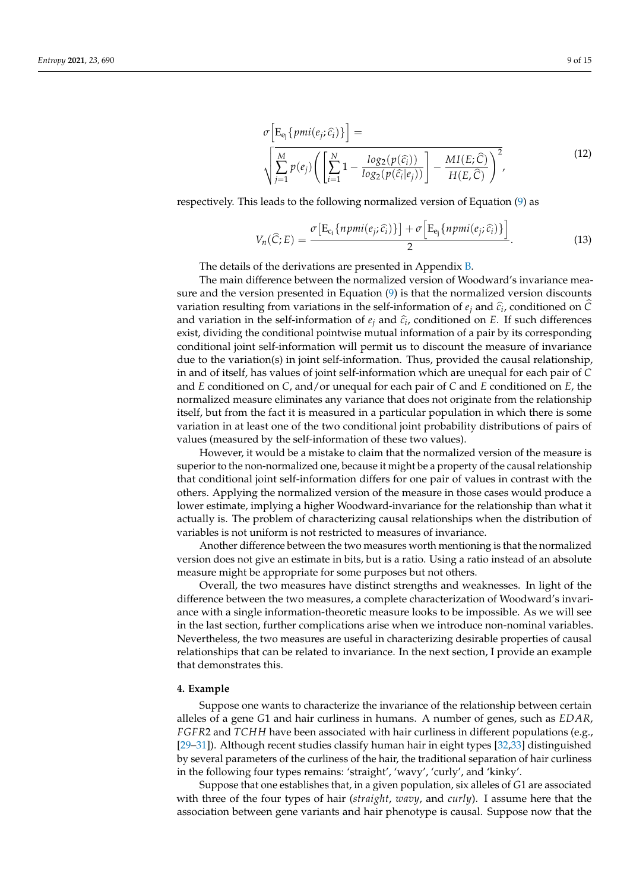$$
\sigma\Big[\mathrm{E}_{\mathrm{e_j}}\{pmi(e_j;\widehat{c}_i)\}\Big] = \sqrt{\sum_{j=1}^{M} p(e_j)\left(\left[\sum_{i=1}^{N} 1 - \frac{log_2(p(\widehat{c}_i))}{log_2(p(\widehat{c}_i|e_j))}\right] - \frac{MI(E;\widehat{C})}{H(E,\widehat{C})}\right)^2}, \tag{12}
$$

respectively. This leads to the following normalized version of Equation (9) as

$$
V_n(\widehat{C};E) = \frac{\sigma\big[\mathrm{E}_{\mathrm{c_i}}\{npmi(e_j;\widehat{c}_i)\}\big] + \sigma\Big[\mathrm{E}_{\mathrm{e_j}}\{npmi(e_j;\widehat{c}_i)\}\Big]}{2}. \tag{13}
$$

The details of the derivations are presented in Appendix B.

The main difference between the normalized version of Woodward's invariance measure and the version presented in Equation (9) is that the normalized version discounts variation resulting from variations in the self-information of $e_j$ and $\widehat{c}_i$, conditioned on $\widehat{C}$ and variation in the self-information of $e_j$ and $\widehat{c}_i$, conditioned on $E$. If such differences exist, dividing the conditional pointwise mutual information of a pair by its corresponding conditional joint self-information will permit us to discount the measure of invariance due to the variation(s) in joint self-information. Thus, provided the causal relationship, in and of itself, has values of joint self-information which are unequal for each pair of $C$ and $E$ conditioned on $C$, and/or unequal for each pair of $C$ and $E$ conditioned on $E$, the normalized measure eliminates any variance that does not originate from the relationship itself, but from the fact it is measured in a particular population in which there is some variation in at least one of the two conditional joint probability distributions of pairs of values (measured by the self-information of these two values).

However, it would be a mistake to claim that the normalized version of the measure is superior to the non-normalized one, because it might be a property of the causal relationship that conditional joint self-information differs for one pair of values in contrast with the others. Applying the normalized version of the measure in those cases would produce a lower estimate, implying a higher Woodward-invariance for the relationship than what it actually is. The problem of characterizing causal relationships when the distribution of variables is not uniform is not restricted to measures of invariance.

Another difference between the two measures worth mentioning is that the normalized version does not give an estimate in bits, but is a ratio. Using a ratio instead of an absolute measure might be appropriate for some purposes but not others.

Overall, the two measures have distinct strengths and weaknesses. In light of the difference between the two measures, a complete characterization of Woodward's invariance with a single information-theoretic measure looks to be impossible. As we will see in the last section, further complications arise when we introduce non-nominal variables. Nevertheless, the two measures are useful in characterizing desirable properties of causal relationships that can be related to invariance. In the next section, I provide an example that demonstrates this.

## 4. Example

Suppose one wants to characterize the invariance of the relationship between certain alleles of a gene $G1$ and hair curliness in humans. A number of genes, such as *EDAR*, *FGFR2* and *TCHH* have been associated with hair curliness in different populations (e.g., [29–31]). Although recent studies classify human hair in eight types [32,33] distinguished by several parameters of the curliness of the hair, the traditional separation of hair curliness in the following four types remains: 'straight', 'wavy', 'curly', and 'kinky'.

Suppose that one establishes that, in a given population, six alleles of $G1$ are associated with three of the four types of hair (*straight*, *wavy*, and *curly*). I assume here that the association between gene variants and hair phenotype is causal. Suppose now that the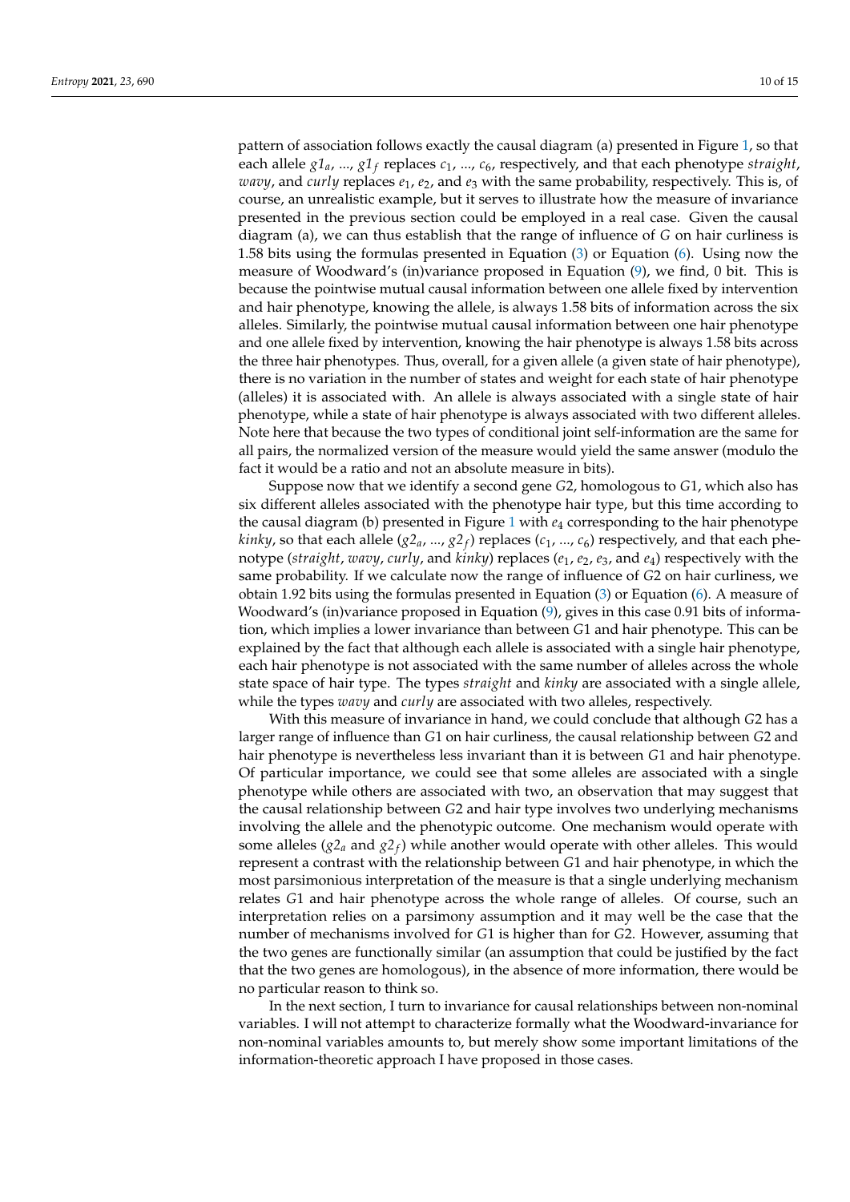pattern of association follows exactly the causal diagram (a) presented in Figure 1, so that each allele $g1_a$, ..., $g1_f$ replaces $c_1$, ..., $c_6$, respectively, and that each phenotype *straight*, *wavy*, and *curly* replaces $e_1$, $e_2$, and $e_3$ with the same probability, respectively. This is, of course, an unrealistic example, but it serves to illustrate how the measure of invariance presented in the previous section could be employed in a real case. Given the causal diagram (a), we can thus establish that the range of influence of $G$ on hair curliness is 1.58 bits using the formulas presented in Equation (3) or Equation (6). Using now the measure of Woodward's (in)variance proposed in Equation (9), we find, 0 bit. This is because the pointwise mutual causal information between one allele fixed by intervention and hair phenotype, knowing the allele, is always 1.58 bits of information across the six alleles. Similarly, the pointwise mutual causal information between one hair phenotype and one allele fixed by intervention, knowing the hair phenotype is always 1.58 bits across the three hair phenotypes. Thus, overall, for a given allele (a given state of hair phenotype), there is no variation in the number of states and weight for each state of hair phenotype (alleles) it is associated with. An allele is always associated with a single state of hair phenotype, while a state of hair phenotype is always associated with two different alleles. Note here that because the two types of conditional joint self-information are the same for all pairs, the normalized version of the measure would yield the same answer (modulo the fact it would be a ratio and not an absolute measure in bits).

Suppose now that we identify a second gene $G2$, homologous to $G1$, which also has six different alleles associated with the phenotype hair type, but this time according to the causal diagram (b) presented in Figure 1 with $e_4$ corresponding to the hair phenotype *kinky*, so that each allele ($g2_a$, ..., $g2_f$) replaces ($c_1$, ..., $c_6$) respectively, and that each phenotype (*straight*, *wavy*, *curly*, and *kinky*) replaces ($e_1$, $e_2$, $e_3$, and $e_4$) respectively with the same probability. If we calculate now the range of influence of $G2$ on hair curliness, we obtain 1.92 bits using the formulas presented in Equation (3) or Equation (6). A measure of Woodward's (in)variance proposed in Equation (9), gives in this case 0.91 bits of information, which implies a lower invariance than between $G1$ and hair phenotype. This can be explained by the fact that although each allele is associated with a single hair phenotype, each hair phenotype is not associated with the same number of alleles across the whole state space of hair type. The types *straight* and *kinky* are associated with a single allele, while the types *wavy* and *curly* are associated with two alleles, respectively.

With this measure of invariance in hand, we could conclude that although $G2$ has a larger range of influence than $G1$ on hair curliness, the causal relationship between $G2$ and hair phenotype is nevertheless less invariant than it is between $G1$ and hair phenotype. Of particular importance, we could see that some alleles are associated with a single phenotype while others are associated with two, an observation that may suggest that the causal relationship between $G2$ and hair type involves two underlying mechanisms involving the allele and the phenotypic outcome. One mechanism would operate with some alleles ($g2_a$ and $g2_f$) while another would operate with other alleles. This would represent a contrast with the relationship between $G1$ and hair phenotype, in which the most parsimonious interpretation of the measure is that a single underlying mechanism relates $G1$ and hair phenotype across the whole range of alleles. Of course, such an interpretation relies on a parsimony assumption and it may well be the case that the number of mechanisms involved for $G1$ is higher than for $G2$. However, assuming that the two genes are functionally similar (an assumption that could be justified by the fact that the two genes are homologous), in the absence of more information, there would be no particular reason to think so.

In the next section, I turn to invariance for causal relationships between non-nominal variables. I will not attempt to characterize formally what the Woodward-invariance for non-nominal variables amounts to, but merely show some important limitations of the information-theoretic approach I have proposed in those cases.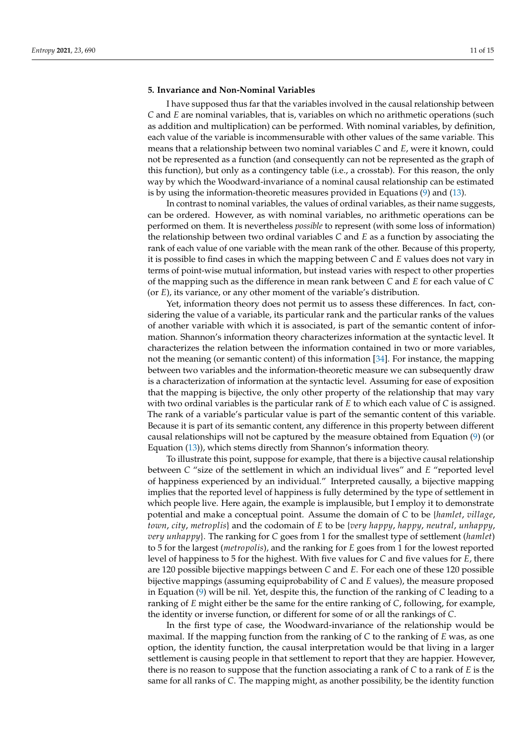## 5. Invariance and Non-Nominal Variables

I have supposed thus far that the variables involved in the causal relationship between $C$ and $E$ are nominal variables, that is, variables on which no arithmetic operations (such as addition and multiplication) can be performed. With nominal variables, by definition, each value of the variable is incommensurable with other values of the same variable. This means that a relationship between two nominal variables $C$ and $E$, were it known, could not be represented as a function (and consequently can not be represented as the graph of this function), but only as a contingency table (i.e., a crosstab). For this reason, the only way by which the Woodward-invariance of a nominal causal relationship can be estimated is by using the information-theoretic measures provided in Equations (9) and (13).

In contrast to nominal variables, the values of ordinal variables, as their name suggests, can be ordered. However, as with nominal variables, no arithmetic operations can be performed on them. It is nevertheless *possible* to represent (with some loss of information) the relationship between two ordinal variables $C$ and $E$ as a function by associating the rank of each value of one variable with the mean rank of the other. Because of this property, it is possible to find cases in which the mapping between $C$ and $E$ values does not vary in terms of point-wise mutual information, but instead varies with respect to other properties of the mapping such as the difference in mean rank between $C$ and $E$ for each value of $C$ (or $E$), its variance, or any other moment of the variable's distribution.

Yet, information theory does not permit us to assess these differences. In fact, considering the value of a variable, its particular rank and the particular ranks of the values of another variable with which it is associated, is part of the semantic content of information. Shannon's information theory characterizes information at the syntactic level. It characterizes the relation between the information contained in two or more variables, not the meaning (or semantic content) of this information [34]. For instance, the mapping between two variables and the information-theoretic measure we can subsequently draw is a characterization of information at the syntactic level. Assuming for ease of exposition that the mapping is bijective, the only other property of the relationship that may vary with two ordinal variables is the particular rank of $E$ to which each value of $C$ is assigned. The rank of a variable's particular value is part of the semantic content of this variable. Because it is part of its semantic content, any difference in this property between different causal relationships will not be captured by the measure obtained from Equation (9) (or Equation (13)), which stems directly from Shannon's information theory.

To illustrate this point, suppose for example, that there is a bijective causal relationship between $C$ "size of the settlement in which an individual lives" and $E$ "reported level of happiness experienced by an individual." Interpreted causally, a bijective mapping implies that the reported level of happiness is fully determined by the type of settlement in which people live. Here again, the example is implausible, but I employ it to demonstrate potential and make a conceptual point. Assume the domain of $C$ to be {*hamlet*, *village*, *town*, *city*, *metroplis*} and the codomain of $E$ to be {*very happy*, *happy*, *neutral*, *unhappy*, *very unhappy*}. The ranking for $C$ goes from 1 for the smallest type of settlement (*hamlet*) to 5 for the largest (*metropolis*), and the ranking for $E$ goes from 1 for the lowest reported level of happiness to 5 for the highest. With five values for $C$ and five values for $E$, there are 120 possible bijective mappings between $C$ and $E$. For each one of these 120 possible bijective mappings (assuming equiprobability of $C$ and $E$ values), the measure proposed in Equation (9) will be nil. Yet, despite this, the function of the ranking of $C$ leading to a ranking of $E$ might either be the same for the entire ranking of $C$, following, for example, the identity or inverse function, or different for some of or all the rankings of $C$.

In the first type of case, the Woodward-invariance of the relationship would be maximal. If the mapping function from the ranking of $C$ to the ranking of $E$ was, as one option, the identity function, the causal interpretation would be that living in a larger settlement is causing people in that settlement to report that they are happier. However, there is no reason to suppose that the function associating a rank of $C$ to a rank of $E$ is the same for all ranks of $C$. The mapping might, as another possibility, be the identity function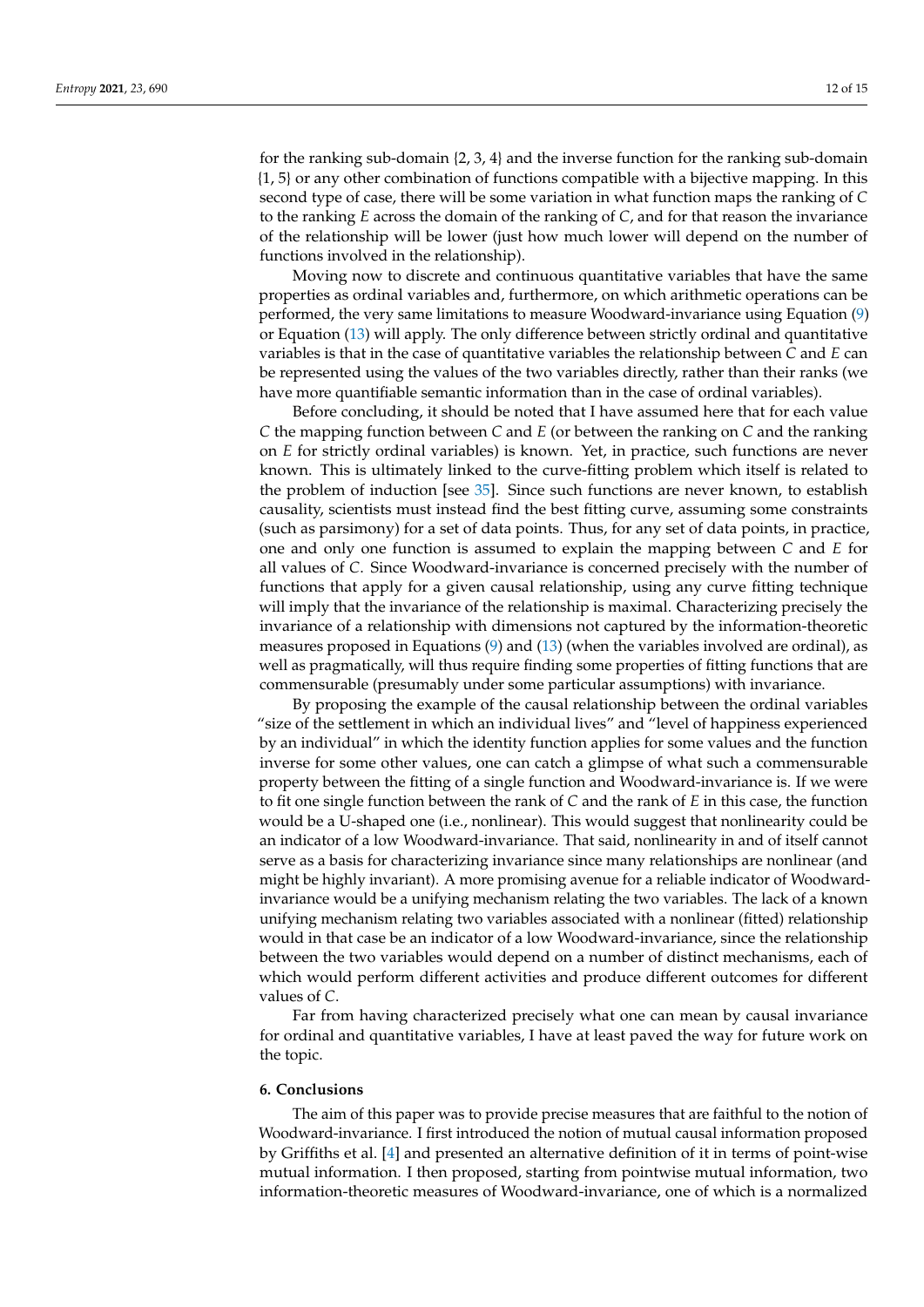for the ranking sub-domain {2, 3, 4} and the inverse function for the ranking sub-domain {1, 5} or any other combination of functions compatible with a bijective mapping. In this second type of case, there will be some variation in what function maps the ranking of $C$ to the ranking $E$ across the domain of the ranking of $C$, and for that reason the invariance of the relationship will be lower (just how much lower will depend on the number of functions involved in the relationship).

Moving now to discrete and continuous quantitative variables that have the same properties as ordinal variables and, furthermore, on which arithmetic operations can be performed, the very same limitations to measure Woodward-invariance using Equation (9) or Equation (13) will apply. The only difference between strictly ordinal and quantitative variables is that in the case of quantitative variables the relationship between $C$ and $E$ can be represented using the values of the two variables directly, rather than their ranks (we have more quantifiable semantic information than in the case of ordinal variables).

Before concluding, it should be noted that I have assumed here that for each value $C$ the mapping function between $C$ and $E$ (or between the ranking on $C$ and the ranking on $E$ for strictly ordinal variables) is known. Yet, in practice, such functions are never known. This is ultimately linked to the curve-fitting problem which itself is related to the problem of induction [see 35]. Since such functions are never known, to establish causality, scientists must instead find the best fitting curve, assuming some constraints (such as parsimony) for a set of data points. Thus, for any set of data points, in practice, one and only one function is assumed to explain the mapping between $C$ and $E$ for all values of $C$. Since Woodward-invariance is concerned precisely with the number of functions that apply for a given causal relationship, using any curve fitting technique will imply that the invariance of the relationship is maximal. Characterizing precisely the invariance of a relationship with dimensions not captured by the information-theoretic measures proposed in Equations (9) and (13) (when the variables involved are ordinal), as well as pragmatically, will thus require finding some properties of fitting functions that are commensurable (presumably under some particular assumptions) with invariance.

By proposing the example of the causal relationship between the ordinal variables "size of the settlement in which an individual lives" and "level of happiness experienced by an individual" in which the identity function applies for some values and the function inverse for some other values, one can catch a glimpse of what such a commensurable property between the fitting of a single function and Woodward-invariance is. If we were to fit one single function between the rank of $C$ and the rank of $E$ in this case, the function would be a U-shaped one (i.e., nonlinear). This would suggest that nonlinearity could be an indicator of a low Woodward-invariance. That said, nonlinearity in and of itself cannot serve as a basis for characterizing invariance since many relationships are nonlinear (and might be highly invariant). A more promising avenue for a reliable indicator of Woodward-invariance would be a unifying mechanism relating the two variables. The lack of a known unifying mechanism relating two variables associated with a nonlinear (fitted) relationship would in that case be an indicator of a low Woodward-invariance, since the relationship between the two variables would depend on a number of distinct mechanisms, each of which would perform different activities and produce different outcomes for different values of $C$.

Far from having characterized precisely what one can mean by causal invariance for ordinal and quantitative variables, I have at least paved the way for future work on the topic.

## 6. Conclusions

The aim of this paper was to provide precise measures that are faithful to the notion of Woodward-invariance. I first introduced the notion of mutual causal information proposed by Griffiths et al. [4] and presented an alternative definition of it in terms of point-wise mutual information. I then proposed, starting from pointwise mutual information, two information-theoretic measures of Woodward-invariance, one of which is a normalized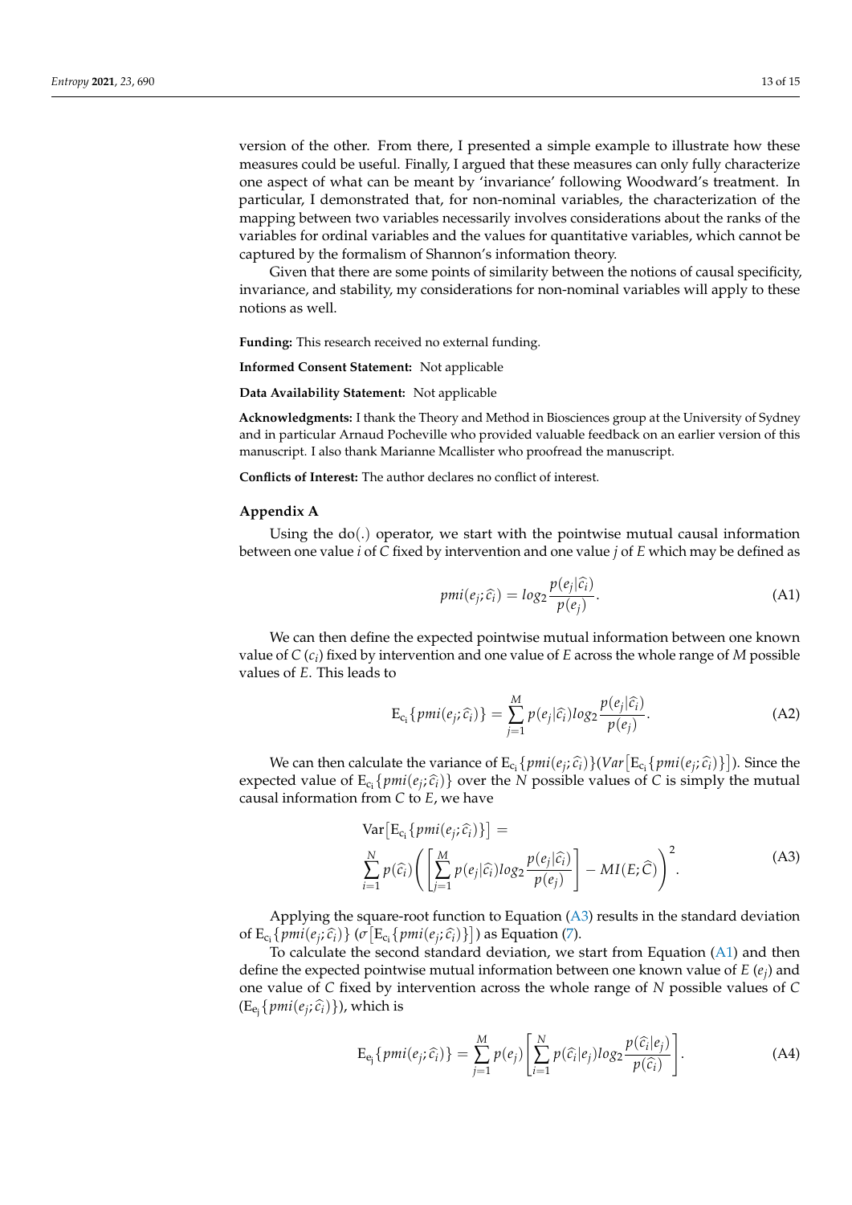version of the other. From there, I presented a simple example to illustrate how these measures could be useful. Finally, I argued that these measures can only fully characterize one aspect of what can be meant by 'invariance' following Woodward's treatment. In particular, I demonstrated that, for non-nominal variables, the characterization of the mapping between two variables necessarily involves considerations about the ranks of the variables for ordinal variables and the values for quantitative variables, which cannot be captured by the formalism of Shannon's information theory.

Given that there are some points of similarity between the notions of causal specificity, invariance, and stability, my considerations for non-nominal variables will apply to these notions as well.

**Funding:** This research received no external funding.

**Informed Consent Statement:** Not applicable

**Data Availability Statement:** Not applicable

**Acknowledgments:** I thank the Theory and Method in Biosciences group at the University of Sydney and in particular Arnaud Pocheville who provided valuable feedback on an earlier version of this manuscript. I also thank Marianne Mcallister who proofread the manuscript.

**Conflicts of Interest:** The author declares no conflict of interest.

## Appendix A

Using the do(.) operator, we start with the pointwise mutual causal information between one value *i* of *C* fixed by intervention and one value *j* of *E* which may be defined as

$$pmi(e_j;\widehat{c}_i) = log_2 \frac{p(e_j|\widehat{c}_i)}{p(e_j)}. \tag{A1}$$

We can then define the expected pointwise mutual information between one known value of $C$ ($c_i$) fixed by intervention and one value of $E$ across the whole range of $M$ possible values of $E$. This leads to

$$\mathrm{E}_{c_i}\{pmi(e_j;\widehat{c}_i)\} = \sum_{j=1}^{M} p(e_j|\widehat{c}_i) log_2 \frac{p(e_j|\widehat{c}_i)}{p(e_j)}. \tag{A2}$$

We can then calculate the variance of $\mathrm{E}_{c_i}\{pmi(e_j;\widehat{c}_i)\}$($Var\left[\mathrm{E}_{c_i}\{pmi(e_j;\widehat{c}_i)\}\right]$). Since the expected value of $\mathrm{E}_{c_i}\{pmi(e_j;\widehat{c}_i)\}$ over the $N$ possible values of $C$ is simply the mutual causal information from $C$ to $E$, we have

$$\begin{aligned} &\mathrm{Var}\left[\mathrm{E}_{c_i}\{pmi(e_j;\widehat{c}_i)\}\right] = \\ &\sum_{i=1}^{N} p(\widehat{c}_i) \left( \left[ \sum_{j=1}^{M} p(e_j|\widehat{c}_i) log_2 \frac{p(e_j|\widehat{c}_i)}{p(e_j)} \right] - MI(E;\widehat{C}) \right)^2. \end{aligned} \tag{A3}$$

Applying the square-root function to Equation (A3) results in the standard deviation of $\mathrm{E}_{c_i}\{pmi(e_j;\widehat{c}_i)\}$ ($\sigma\left[\mathrm{E}_{c_i}\{pmi(e_j;\widehat{c}_i)\}\right]$) as Equation (7).

To calculate the second standard deviation, we start from Equation (A1) and then define the expected pointwise mutual information between one known value of $E$ ($e_j$) and one value of $C$ fixed by intervention across the whole range of $N$ possible values of $C$ ($\mathrm{E}_{e_j}\{pmi(e_j;\widehat{c}_i)\}$), which is

$$\mathrm{E}_{e_j}\{pmi(e_j;\widehat{c}_i)\} = \sum_{j=1}^{M} p(e_j) \left[ \sum_{i=1}^{N} p(\widehat{c}_i|e_j) log_2 \frac{p(\widehat{c}_i|e_j)}{p(\widehat{c}_i)} \right]. \tag{A4}$$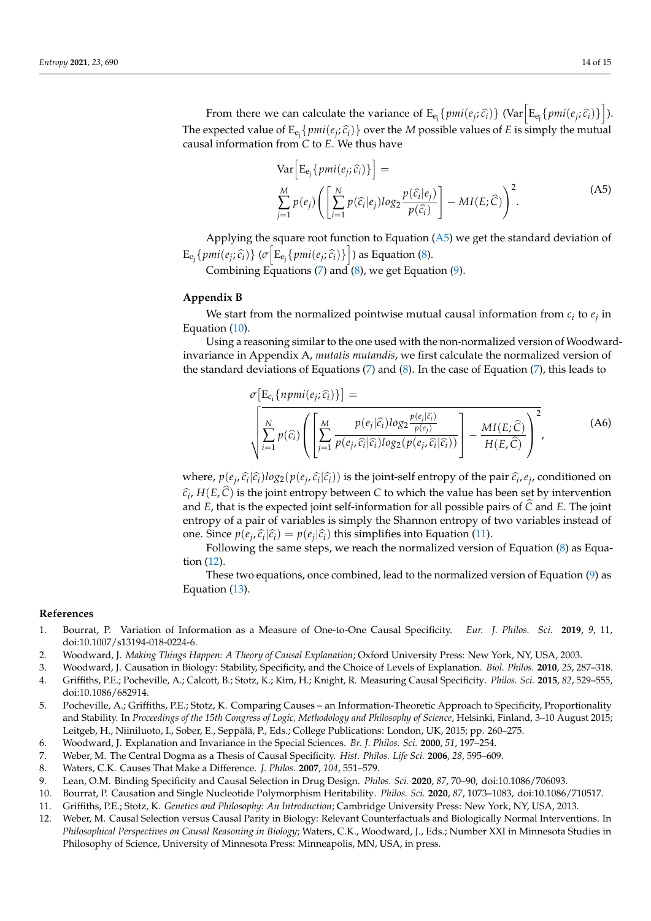From there we can calculate the variance of $\mathrm{E_{e_j}}\{pmi(e_j;\widehat{c}_i)\}$ ($\mathrm{Var}\Big[\mathrm{E_{e_j}}\{pmi(e_j;\widehat{c}_i)\}\Big]$). The expected value of $\mathrm{E_{e_j}}\{pmi(e_j;\widehat{c}_i)\}$ over the $M$ possible values of $E$ is simply the mutual causal information from $C$ to $E$. We thus have

$$\mathrm{Var}\Big[\mathrm{E_{e_j}}\{pmi(e_j;\widehat{c}_i)\}\Big] = \sum_{j=1}^{M} p(e_j)\left(\left[\sum_{i=1}^{N} p(\widehat{c}_i|e_j)log_2\frac{p(\widehat{c}_i|e_j)}{p(\widehat{c}_i)}\right] - MI(E;\widehat{C})\right)^2. \tag{A5}$$

Applying the square root function to Equation (A5) we get the standard deviation of $\mathrm{E_{e_j}}\{pmi(e_j;\widehat{c}_i)\}$ ($\sigma\Big[\mathrm{E_{e_j}}\{pmi(e_j;\widehat{c}_i)\}\Big]$) as Equation (8).

Combining Equations (7) and (8), we get Equation (9).

## Appendix B

We start from the normalized pointwise mutual causal information from $c_i$ to $e_j$ in Equation (10).

Using a reasoning similar to the one used with the non-normalized version of Woodward-invariance in Appendix A, *mutatis mutandis*, we first calculate the normalized version of the standard deviations of Equations (7) and (8). In the case of Equation (7), this leads to

$$\sigma\big[\mathrm{E_{c_i}}\{npmi(e_j;\widehat{c}_i)\}\big] = \sqrt{\sum_{i=1}^{N} p(\widehat{c}_i)\left(\left[\sum_{j=1}^{M} \frac{p(e_j|\widehat{c}_i)log_2\frac{p(e_j|\widehat{c}_i)}{p(e_j)}}{p(e_j,\widehat{c}_i|\widehat{c}_i)log_2(p(e_j,\widehat{c}_i|\widehat{c}_i))}\right] - \frac{MI(E;\widehat{C})}{H(E,\widehat{C})}\right)^2}, \tag{A6}$$

where, $p(e_j,\widehat{c}_i|\widehat{c}_i)log_2(p(e_j,\widehat{c}_i|\widehat{c}_i))$ is the joint-self entropy of the pair $\widehat{c}_i, e_j$, conditioned on $\widehat{c}_i$, $H(E,\widehat{C})$ is the joint entropy between $C$ to which the value has been set by intervention and $E$, that is the expected joint self-information for all possible pairs of $\widehat{C}$ and $E$. The joint entropy of a pair of variables is simply the Shannon entropy of two variables instead of one. Since $p(e_j,\widehat{c}_i|\widehat{c}_i) = p(e_j|\widehat{c}_i)$ this simplifies into Equation (11).

Following the same steps, we reach the normalized version of Equation (8) as Equation (12).

These two equations, once combined, lead to the normalized version of Equation (9) as Equation (13).

## References

1. Bourrat, P. Variation of Information as a Measure of One-to-One Causal Specificity. *Eur. J. Philos. Sci.* **2019**, *9*, 11, doi:10.1007/s13194-018-0224-6.
2. Woodward, J. *Making Things Happen: A Theory of Causal Explanation*; Oxford University Press: New York, NY, USA, 2003.
3. Woodward, J. Causation in Biology: Stability, Specificity, and the Choice of Levels of Explanation. *Biol. Philos.* **2010**, *25*, 287–318.
4. Griffiths, P.E.; Pocheville, A.; Calcott, B.; Stotz, K.; Kim, H.; Knight, R. Measuring Causal Specificity. *Philos. Sci.* **2015**, *82*, 529–555, doi:10.1086/682914.
5. Pocheville, A.; Griffiths, P.E.; Stotz, K. Comparing Causes – an Information-Theoretic Approach to Specificity, Proportionality and Stability. In *Proceedings of the 15th Congress of Logic, Methodology and Philosophy of Science*, Helsinki, Finland, 3–10 August 2015; Leitgeb, H., Niiniluoto, I., Sober, E., Seppälä, P., Eds.; College Publications: London, UK, 2015; pp. 260–275.
6. Woodward, J. Explanation and Invariance in the Special Sciences. *Br. J. Philos. Sci.* **2000**, *51*, 197–254.
7. Weber, M. The Central Dogma as a Thesis of Causal Specificity. *Hist. Philos. Life Sci.* **2006**, *28*, 595–609.
8. Waters, C.K. Causes That Make a Difference. *J. Philos.* **2007**, *104*, 551–579.
9. Lean, O.M. Binding Specificity and Causal Selection in Drug Design. *Philos. Sci.* **2020**, *87*, 70–90, doi:10.1086/706093.
10. Bourrat, P. Causation and Single Nucleotide Polymorphism Heritability. *Philos. Sci.* **2020**, *87*, 1073–1083, doi:10.1086/710517.
11. Griffiths, P.E.; Stotz, K. *Genetics and Philosophy: An Introduction*; Cambridge University Press: New York, NY, USA, 2013.
12. Weber, M. Causal Selection versus Causal Parity in Biology: Relevant Counterfactuals and Biologically Normal Interventions. In *Philosophical Perspectives on Causal Reasoning in Biology*; Waters, C.K., Woodward, J., Eds.; Number XXI in Minnesota Studies in Philosophy of Science, University of Minnesota Press: Minneapolis, MN, USA, in press.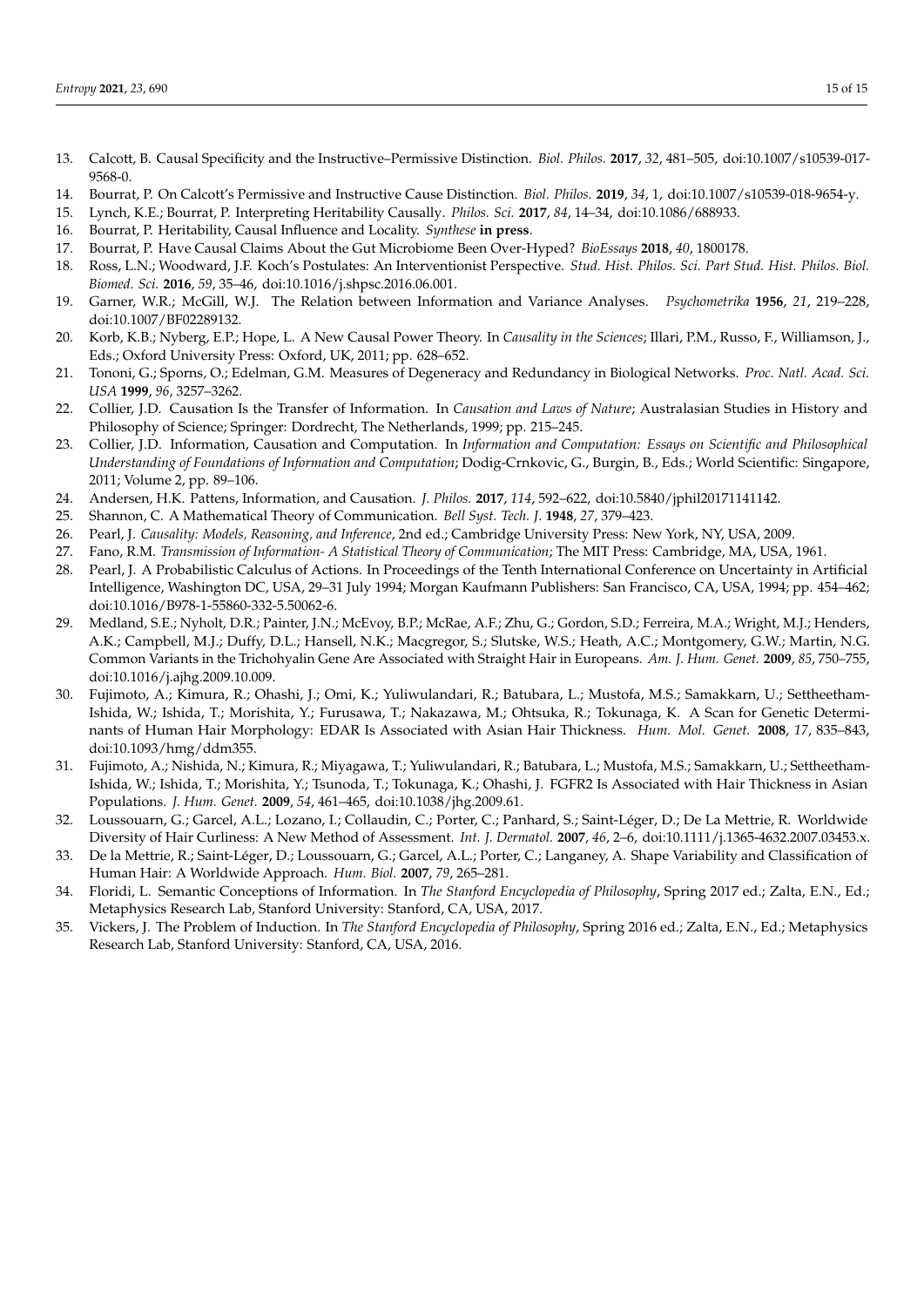13. Calcott, B. Causal Specificity and the Instructive–Permissive Distinction. *Biol. Philos.* **2017**, *32*, 481–505, doi:10.1007/s10539-017-9568-0.
14. Bourrat, P. On Calcott's Permissive and Instructive Cause Distinction. *Biol. Philos.* **2019**, *34*, 1, doi:10.1007/s10539-018-9654-y.
15. Lynch, K.E.; Bourrat, P. Interpreting Heritability Causally. *Philos. Sci.* **2017**, *84*, 14–34, doi:10.1086/688933.
16. Bourrat, P. Heritability, Causal Influence and Locality. *Synthese* **in press**.
17. Bourrat, P. Have Causal Claims About the Gut Microbiome Been Over-Hyped? *BioEssays* **2018**, *40*, 1800178.
18. Ross, L.N.; Woodward, J.F. Koch's Postulates: An Interventionist Perspective. *Stud. Hist. Philos. Sci. Part Stud. Hist. Philos. Biol. Biomed. Sci.* **2016**, *59*, 35–46, doi:10.1016/j.shpsc.2016.06.001.
19. Garner, W.R.; McGill, W.J. The Relation between Information and Variance Analyses. *Psychometrika* **1956**, *21*, 219–228, doi:10.1007/BF02289132.
20. Korb, K.B.; Nyberg, E.P.; Hope, L. A New Causal Power Theory. In *Causality in the Sciences*; Illari, P.M., Russo, F., Williamson, J., Eds.; Oxford University Press: Oxford, UK, 2011; pp. 628–652.
21. Tononi, G.; Sporns, O.; Edelman, G.M. Measures of Degeneracy and Redundancy in Biological Networks. *Proc. Natl. Acad. Sci. USA* **1999**, *96*, 3257–3262.
22. Collier, J.D. Causation Is the Transfer of Information. In *Causation and Laws of Nature*; Australasian Studies in History and Philosophy of Science; Springer: Dordrecht, The Netherlands, 1999; pp. 215–245.
23. Collier, J.D. Information, Causation and Computation. In *Information and Computation: Essays on Scientific and Philosophical Understanding of Foundations of Information and Computation*; Dodig-Crnkovic, G., Burgin, B., Eds.; World Scientific: Singapore, 2011; Volume 2, pp. 89–106.
24. Andersen, H.K. Pattens, Information, and Causation. *J. Philos.* **2017**, *114*, 592–622, doi:10.5840/jphil20171141142.
25. Shannon, C. A Mathematical Theory of Communication. *Bell Syst. Tech. J.* **1948**, *27*, 379–423.
26. Pearl, J. *Causality: Models, Reasoning, and Inference*, 2nd ed.; Cambridge University Press: New York, NY, USA, 2009.
27. Fano, R.M. *Transmission of Information- A Statistical Theory of Communication*; The MIT Press: Cambridge, MA, USA, 1961.
28. Pearl, J. A Probabilistic Calculus of Actions. In Proceedings of the Tenth International Conference on Uncertainty in Artificial Intelligence, Washington DC, USA, 29–31 July 1994; Morgan Kaufmann Publishers: San Francisco, CA, USA, 1994; pp. 454–462; doi:10.1016/B978-1-55860-332-5.50062-6.
29. Medland, S.E.; Nyholt, D.R.; Painter, J.N.; McEvoy, B.P.; McRae, A.F.; Zhu, G.; Gordon, S.D.; Ferreira, M.A.; Wright, M.J.; Henders, A.K.; Campbell, M.J.; Duffy, D.L.; Hansell, N.K.; Macgregor, S.; Slutske, W.S.; Heath, A.C.; Montgomery, G.W.; Martin, N.G. Common Variants in the Trichohyalin Gene Are Associated with Straight Hair in Europeans. *Am. J. Hum. Genet.* **2009**, *85*, 750–755, doi:10.1016/j.ajhg.2009.10.009.
30. Fujimoto, A.; Kimura, R.; Ohashi, J.; Omi, K.; Yuliwulandari, R.; Batubara, L.; Mustofa, M.S.; Samakkarn, U.; Settheetham-Ishida, W.; Ishida, T.; Morishita, Y.; Furusawa, T.; Nakazawa, M.; Ohtsuka, R.; Tokunaga, K. A Scan for Genetic Determinants of Human Hair Morphology: EDAR Is Associated with Asian Hair Thickness. *Hum. Mol. Genet.* **2008**, *17*, 835–843, doi:10.1093/hmg/ddm355.
31. Fujimoto, A.; Nishida, N.; Kimura, R.; Miyagawa, T.; Yuliwulandari, R.; Batubara, L.; Mustofa, M.S.; Samakkarn, U.; Settheetham-Ishida, W.; Ishida, T.; Morishita, Y.; Tsunoda, T.; Tokunaga, K.; Ohashi, J. FGFR2 Is Associated with Hair Thickness in Asian Populations. *J. Hum. Genet.* **2009**, *54*, 461–465, doi:10.1038/jhg.2009.61.
32. Loussouarn, G.; Garcel, A.L.; Lozano, I.; Collaudin, C.; Porter, C.; Panhard, S.; Saint-Léger, D.; De La Mettrie, R. Worldwide Diversity of Hair Curliness: A New Method of Assessment. *Int. J. Dermatol.* **2007**, *46*, 2–6, doi:10.1111/j.1365-4632.2007.03453.x.
33. De la Mettrie, R.; Saint-Léger, D.; Loussouarn, G.; Garcel, A.L.; Porter, C.; Langaney, A. Shape Variability and Classification of Human Hair: A Worldwide Approach. *Hum. Biol.* **2007**, *79*, 265–281.
34. Floridi, L. Semantic Conceptions of Information. In *The Stanford Encyclopedia of Philosophy*, Spring 2017 ed.; Zalta, E.N., Ed.; Metaphysics Research Lab, Stanford University: Stanford, CA, USA, 2017.
35. Vickers, J. The Problem of Induction. In *The Stanford Encyclopedia of Philosophy*, Spring 2016 ed.; Zalta, E.N., Ed.; Metaphysics Research Lab, Stanford University: Stanford, CA, USA, 2016.